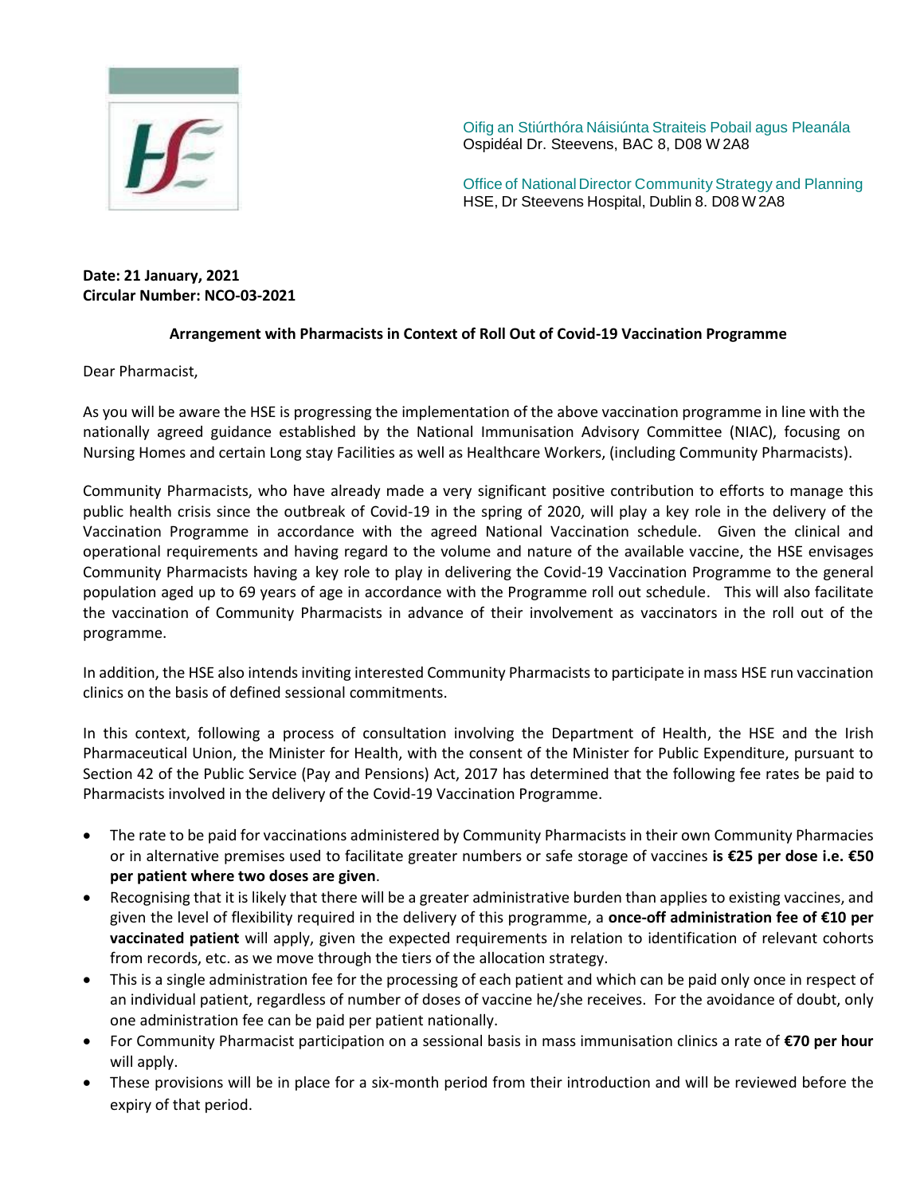Oifig an Stiúrthóra Náisiúnta Straiteis Pobail agus Pleanála
Ospidéal Dr. Steevens, BAC 8, D08 W 2A8

Office of National Director Community Strategy and Planning
HSE, Dr Steevens Hospital, Dublin 8. D08 W 2A8

**Date: 21 January, 2021**
**Circular Number: NCO-03-2021**

**Arrangement with Pharmacists in Context of Roll Out of Covid-19 Vaccination Programme**

Dear Pharmacist,

As you will be aware the HSE is progressing the implementation of the above vaccination programme in line with the nationally agreed guidance established by the National Immunisation Advisory Committee (NIAC), focusing on Nursing Homes and certain Long stay Facilities as well as Healthcare Workers, (including Community Pharmacists).

Community Pharmacists, who have already made a very significant positive contribution to efforts to manage this public health crisis since the outbreak of Covid-19 in the spring of 2020, will play a key role in the delivery of the Vaccination Programme in accordance with the agreed National Vaccination schedule. Given the clinical and operational requirements and having regard to the volume and nature of the available vaccine, the HSE envisages Community Pharmacists having a key role to play in delivering the Covid-19 Vaccination Programme to the general population aged up to 69 years of age in accordance with the Programme roll out schedule. This will also facilitate the vaccination of Community Pharmacists in advance of their involvement as vaccinators in the roll out of the programme.

In addition, the HSE also intends inviting interested Community Pharmacists to participate in mass HSE run vaccination clinics on the basis of defined sessional commitments.

In this context, following a process of consultation involving the Department of Health, the HSE and the Irish Pharmaceutical Union, the Minister for Health, with the consent of the Minister for Public Expenditure, pursuant to Section 42 of the Public Service (Pay and Pensions) Act, 2017 has determined that the following fee rates be paid to Pharmacists involved in the delivery of the Covid-19 Vaccination Programme.

- The rate to be paid for vaccinations administered by Community Pharmacists in their own Community Pharmacies or in alternative premises used to facilitate greater numbers or safe storage of vaccines **is €25 per dose i.e. €50 per patient where two doses are given**.
- Recognising that it is likely that there will be a greater administrative burden than applies to existing vaccines, and given the level of flexibility required in the delivery of this programme, a **once-off administration fee of €10 per vaccinated patient** will apply, given the expected requirements in relation to identification of relevant cohorts from records, etc. as we move through the tiers of the allocation strategy.
- This is a single administration fee for the processing of each patient and which can be paid only once in respect of an individual patient, regardless of number of doses of vaccine he/she receives. For the avoidance of doubt, only one administration fee can be paid per patient nationally.
- For Community Pharmacist participation on a sessional basis in mass immunisation clinics a rate of **€70 per hour** will apply.
- These provisions will be in place for a six-month period from their introduction and will be reviewed before the expiry of that period.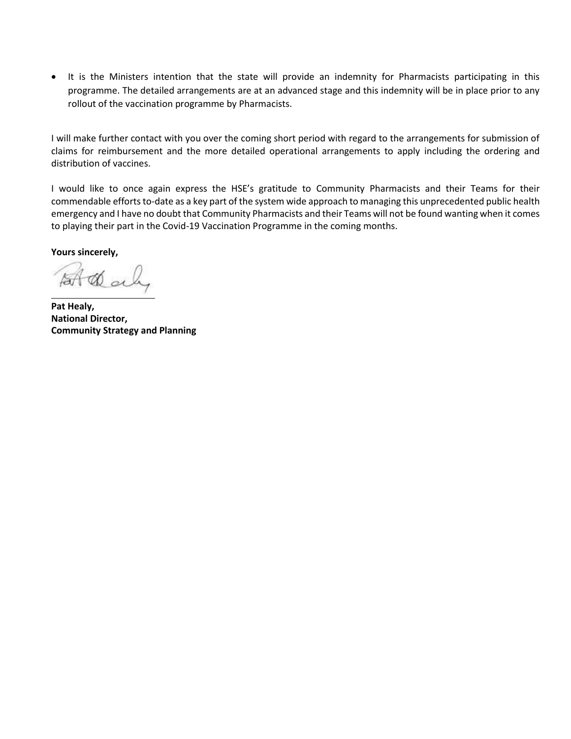- It is the Ministers intention that the state will provide an indemnity for Pharmacists participating in this programme. The detailed arrangements are at an advanced stage and this indemnity will be in place prior to any rollout of the vaccination programme by Pharmacists.

I will make further contact with you over the coming short period with regard to the arrangements for submission of claims for reimbursement and the more detailed operational arrangements to apply including the ordering and distribution of vaccines.

I would like to once again express the HSE's gratitude to Community Pharmacists and their Teams for their commendable efforts to-date as a key part of the system wide approach to managing this unprecedented public health emergency and I have no doubt that Community Pharmacists and their Teams will not be found wanting when it comes to playing their part in the Covid-19 Vaccination Programme in the coming months.

**Yours sincerely,**

**Pat Healy,**
**National Director,**
**Community Strategy and Planning**